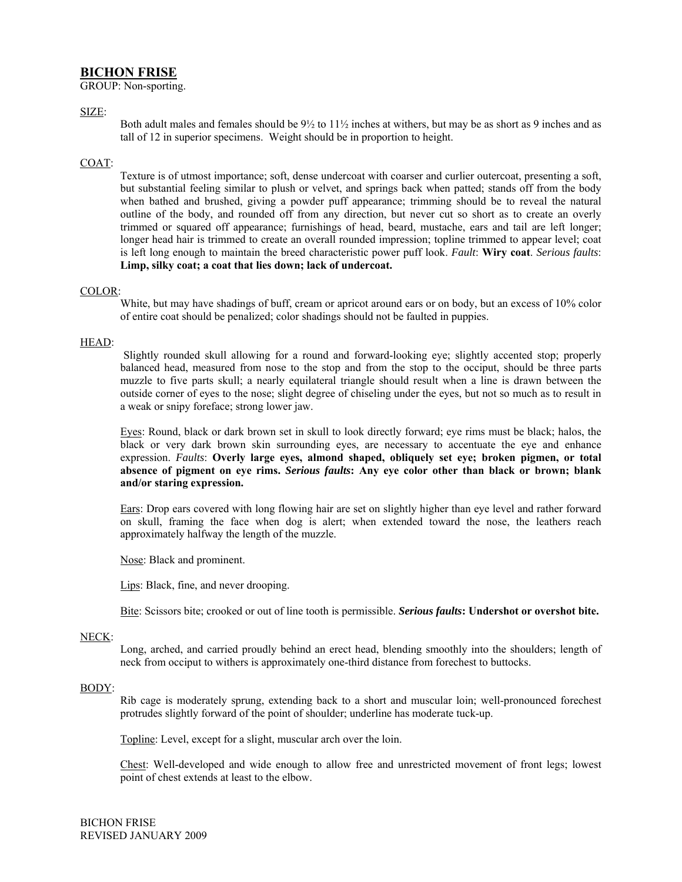# BICHON FRISE

GROUP: Non-sporting.

## SIZE:

Both adult males and females should be 9½ to 11½ inches at withers, but may be as short as 9 inches and as tall of 12 in superior specimens. Weight should be in proportion to height.

## COAT:

Texture is of utmost importance; soft, dense undercoat with coarser and curlier outercoat, presenting a soft, but substantial feeling similar to plush or velvet, and springs back when patted; stands off from the body when bathed and brushed, giving a powder puff appearance; trimming should be to reveal the natural outline of the body, and rounded off from any direction, but never cut so short as to create an overly trimmed or squared off appearance; furnishings of head, beard, mustache, ears and tail are left longer; longer head hair is trimmed to create an overall rounded impression; topline trimmed to appear level; coat is left long enough to maintain the breed characteristic power puff look. *Fault*: **Wiry coat**. *Serious faults*: **Limp, silky coat; a coat that lies down; lack of undercoat.**

## COLOR:

White, but may have shadings of buff, cream or apricot around ears or on body, but an excess of 10% color of entire coat should be penalized; color shadings should not be faulted in puppies.

## HEAD:

Slightly rounded skull allowing for a round and forward-looking eye; slightly accented stop; properly balanced head, measured from nose to the stop and from the stop to the occiput, should be three parts muzzle to five parts skull; a nearly equilateral triangle should result when a line is drawn between the outside corner of eyes to the nose; slight degree of chiseling under the eyes, but not so much as to result in a weak or snipy foreface; strong lower jaw.

Eyes: Round, black or dark brown set in skull to look directly forward; eye rims must be black; halos, the black or very dark brown skin surrounding eyes, are necessary to accentuate the eye and enhance expression. *Faults*: **Overly large eyes, almond shaped, obliquely set eye; broken pigmen, or total absence of pigment on eye rims.** ***Serious faults*: Any eye color other than black or brown; blank and/or staring expression.**

Ears: Drop ears covered with long flowing hair are set on slightly higher than eye level and rather forward on skull, framing the face when dog is alert; when extended toward the nose, the leathers reach approximately halfway the length of the muzzle.

Nose: Black and prominent.

Lips: Black, fine, and never drooping.

Bite: Scissors bite; crooked or out of line tooth is permissible. ***Serious faults*: Undershot or overshot bite.**

## NECK:

Long, arched, and carried proudly behind an erect head, blending smoothly into the shoulders; length of neck from occiput to withers is approximately one-third distance from forechest to buttocks.

## BODY:

Rib cage is moderately sprung, extending back to a short and muscular loin; well-pronounced forechest protrudes slightly forward of the point of shoulder; underline has moderate tuck-up.

Topline: Level, except for a slight, muscular arch over the loin.

Chest: Well-developed and wide enough to allow free and unrestricted movement of front legs; lowest point of chest extends at least to the elbow.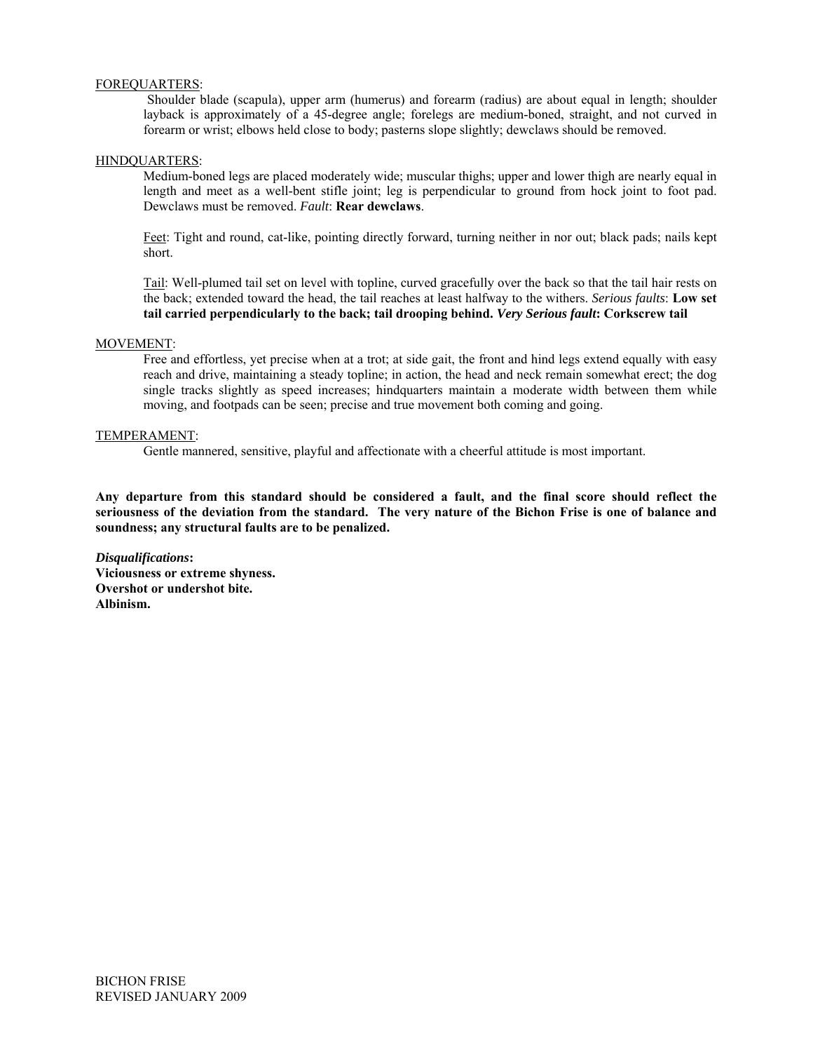FOREQUARTERS:

Shoulder blade (scapula), upper arm (humerus) and forearm (radius) are about equal in length; shoulder layback is approximately of a 45-degree angle; forelegs are medium-boned, straight, and not curved in forearm or wrist; elbows held close to body; pasterns slope slightly; dewclaws should be removed.

HINDQUARTERS:

Medium-boned legs are placed moderately wide; muscular thighs; upper and lower thigh are nearly equal in length and meet as a well-bent stifle joint; leg is perpendicular to ground from hock joint to foot pad. Dewclaws must be removed. *Fault*: **Rear dewclaws**.

Feet: Tight and round, cat-like, pointing directly forward, turning neither in nor out; black pads; nails kept short.

Tail: Well-plumed tail set on level with topline, curved gracefully over the back so that the tail hair rests on the back; extended toward the head, the tail reaches at least halfway to the withers. *Serious faults*: **Low set tail carried perpendicularly to the back; tail drooping behind.** ***Very Serious fault*****: Corkscrew tail**

MOVEMENT:

Free and effortless, yet precise when at a trot; at side gait, the front and hind legs extend equally with easy reach and drive, maintaining a steady topline; in action, the head and neck remain somewhat erect; the dog single tracks slightly as speed increases; hindquarters maintain a moderate width between them while moving, and footpads can be seen; precise and true movement both coming and going.

TEMPERAMENT:

Gentle mannered, sensitive, playful and affectionate with a cheerful attitude is most important.

**Any departure from this standard should be considered a fault, and the final score should reflect the seriousness of the deviation from the standard. The very nature of the Bichon Frise is one of balance and soundness; any structural faults are to be penalized.**

***Disqualifications*****:**
**Viciousness or extreme shyness.**
**Overshot or undershot bite.**
**Albinism.**

BICHON FRISE
REVISED JANUARY 2009